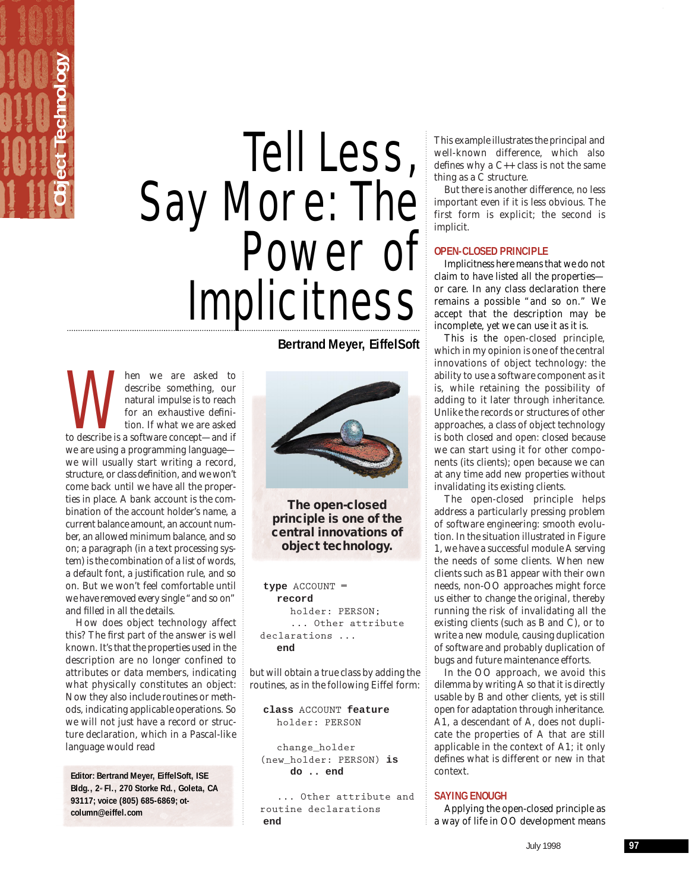# Tell Less, Say More: The Power of Implicitness

**Bertrand Meyer, EiffelSoft**

When we are asked to describe something, our natural impulse is to reach for an exhaustive definition. If what we are asked to describe is a software concept—and if we are using a programming language—we will usually start writing a record, structure, or class definition, and we won't come back until we have all the properties in place. A bank account is the combination of the account holder's name, a current balance amount, an account number, an allowed minimum balance, and so on; a paragraph (in a text processing system) is the combination of a list of words, a default font, a justification rule, and so on. But we won't feel comfortable until we have removed every single "and so on" and filled in all the details.

How does object technology affect this? The first part of the answer is well known. It's that the properties used in the description are no longer confined to attributes or data members, indicating what physically constitutes an object: Now they also include routines or methods, indicating applicable operations. So we will not just have a record or structure declaration, which in a Pascal-like language would read

**Editor: Bertrand Meyer, EiffelSoft, ISE Bldg., 2nd Fl., 270 Storke Rd., Goleta, CA 93117; voice (805) 685-6869; ot-column@eiffel.com**

**The open-closed principle is one of the central innovations of object technology.**

```
type ACCOUNT =
  record
    holder: PERSON;
    ... Other attribute
declarations ...
  end
```

but will obtain a true class by adding the routines, as in the following Eiffel form:

```
class ACCOUNT feature
  holder: PERSON

  change_holder
(new_holder: PERSON) is
    do .. end

  ... Other attribute and
routine declarations
end
```

This example illustrates the principal and well-known difference, which also defines why a C++ class is not the same thing as a C structure.

But there is another difference, no less important even if it is less obvious. The first form is explicit; the second is implicit.

## OPEN-CLOSED PRINCIPLE

Implicitness here means that we do not claim to have listed all the properties—or care. In any class declaration there remains a possible "and so on." We accept that the description may be incomplete, yet we can use it as it is.

This is the open-closed principle, which in my opinion is one of the central innovations of object technology: the ability to use a software component as it is, while retaining the possibility of adding to it later through inheritance. Unlike the records or structures of other approaches, a class of object technology is both closed and open: closed because we can start using it for other components (its clients); open because we can at any time add new properties without invalidating its existing clients.

The open-closed principle helps address a particularly pressing problem of software engineering: smooth evolution. In the situation illustrated in Figure 1, we have a successful module A serving the needs of some clients. When new clients such as B1 appear with their own needs, non-OO approaches might force us either to change the original, thereby running the risk of invalidating all the existing clients (such as B and C), or to write a new module, causing duplication of software and probably duplication of bugs and future maintenance efforts.

In the OO approach, we avoid this dilemma by writing A so that it is directly usable by B and other clients, yet is still open for adaptation through inheritance. A1, a descendant of A, does not duplicate the properties of A that are still applicable in the context of A1; it only defines what is different or new in that context.

## SAYING ENOUGH

Applying the open-closed principle as a way of life in OO development means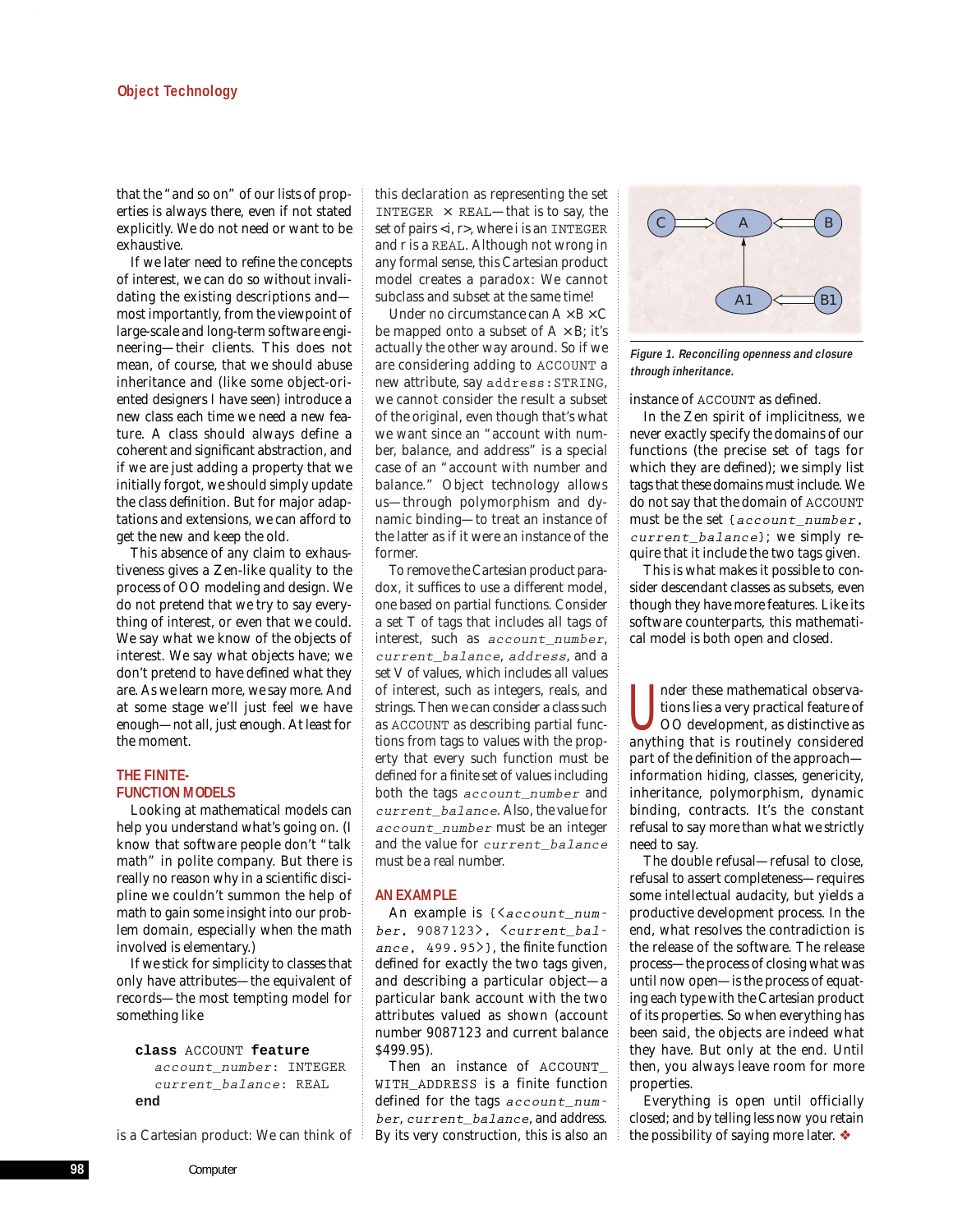that the "and so on" of our lists of properties is always there, even if not stated explicitly. We do not need or want to be exhaustive.

If we later need to refine the concepts of interest, we can do so without invalidating the existing descriptions and—most importantly, from the viewpoint of large-scale and long-term software engineering—their clients. This does not mean, of course, that we should abuse inheritance and (like some object-oriented designers I have seen) introduce a new class each time we need a new feature. A class should always define a coherent and significant abstraction, and if we are just adding a property that we initially forgot, we should simply update the class definition. But for major adaptations and extensions, we can afford to get the new and keep the old.

This absence of any claim to exhaustiveness gives a Zen-like quality to the process of OO modeling and design. We do not pretend that we try to say everything of interest, or even that we could. We say what we know of the objects of interest. We say what objects have; we don't pretend to have defined what they are. As we learn more, we say more. And at some stage we'll just feel we have enough—not all, just enough. At least for the moment.

## THE FINITE-FUNCTION MODELS

Looking at mathematical models can help you understand what's going on. (I know that software people don't "talk math" in polite company. But there is really no reason why in a scientific discipline we couldn't summon the help of math to gain some insight into our problem domain, especially when the math involved is elementary.)

If we stick for simplicity to classes that only have attributes—the equivalent of records—the most tempting model for something like

```
class ACCOUNT feature
    account_number: INTEGER
    current_balance: REAL
end
```

is a Cartesian product: We can think of this declaration as representing the set INTEGER × REAL—that is to say, the set of pairs <i, r>, where i is an INTEGER and r is a REAL. Although not wrong in any formal sense, this Cartesian product model creates a paradox: We cannot subclass and subset at the same time!

Under no circumstance can $A \times B \times C$ be mapped onto a subset of $A \times B$; it's actually the other way around. So if we are considering adding to ACCOUNT a new attribute, say address:STRING, we cannot consider the result a subset of the original, even though that's what we want since an "account with number, balance, and address" is a special case of an "account with number and balance." Object technology allows us—through polymorphism and dynamic binding—to treat an instance of the latter as if it were an instance of the former.

To remove the Cartesian product paradox, it suffices to use a different model, one based on partial functions. Consider a set T of tags that includes all tags of interest, such as *account_number*, *current_balance*, *address*, and a set V of values, which includes all values of interest, such as integers, reals, and strings. Then we can consider a class such as ACCOUNT as describing partial functions from tags to values with the property that every such function must be defined for a finite set of values including both the tags *account_number* and *current_balance*. Also, the value for *account_number* must be an integer and the value for *current_balance* must be a real number.

## AN EXAMPLE

An example is {<*account_number*, 9087123>, <*current_balance*, 499.95>}, the finite function defined for exactly the two tags given, and describing a particular object—a particular bank account with the two attributes valued as shown (account number 9087123 and current balance \$499.95).

Then an instance of ACCOUNT_WITH_ADDRESS is a finite function defined for the tags *account_number*, *current_balance*, and address. By its very construction, this is also an instance of ACCOUNT as defined.

In the Zen spirit of implicitness, we never exactly specify the domains of our functions (the precise set of tags for which they are defined); we simply list tags that these domains must include. We do not say that the domain of ACCOUNT must be the set {*account_number*, *current_balance*}; we simply require that it include the two tags given.

This is what makes it possible to consider descendant classes as subsets, even though they have more features. Like its software counterparts, this mathematical model is both open and closed.

C → A ← B
A1 → A
B1 → A1

*Figure 1. Reconciling openness and closure through inheritance.*

Under these mathematical observations lies a very practical feature of OO development, as distinctive as anything that is routinely considered part of the definition of the approach—information hiding, classes, genericity, inheritance, polymorphism, dynamic binding, contracts. It's the constant refusal to say more than what we strictly need to say.

The double refusal—refusal to close, refusal to assert completeness—requires some intellectual audacity, but yields a productive development process. In the end, what resolves the contradiction is the release of the software. The release process—the process of closing what was until now open—is the process of equating each type with the Cartesian product of its properties. So when everything has been said, the objects are indeed what they have. But only at the end. Until then, you always leave room for more properties.

Everything is open until officially closed; and by telling less now you retain the possibility of saying more later. ❖